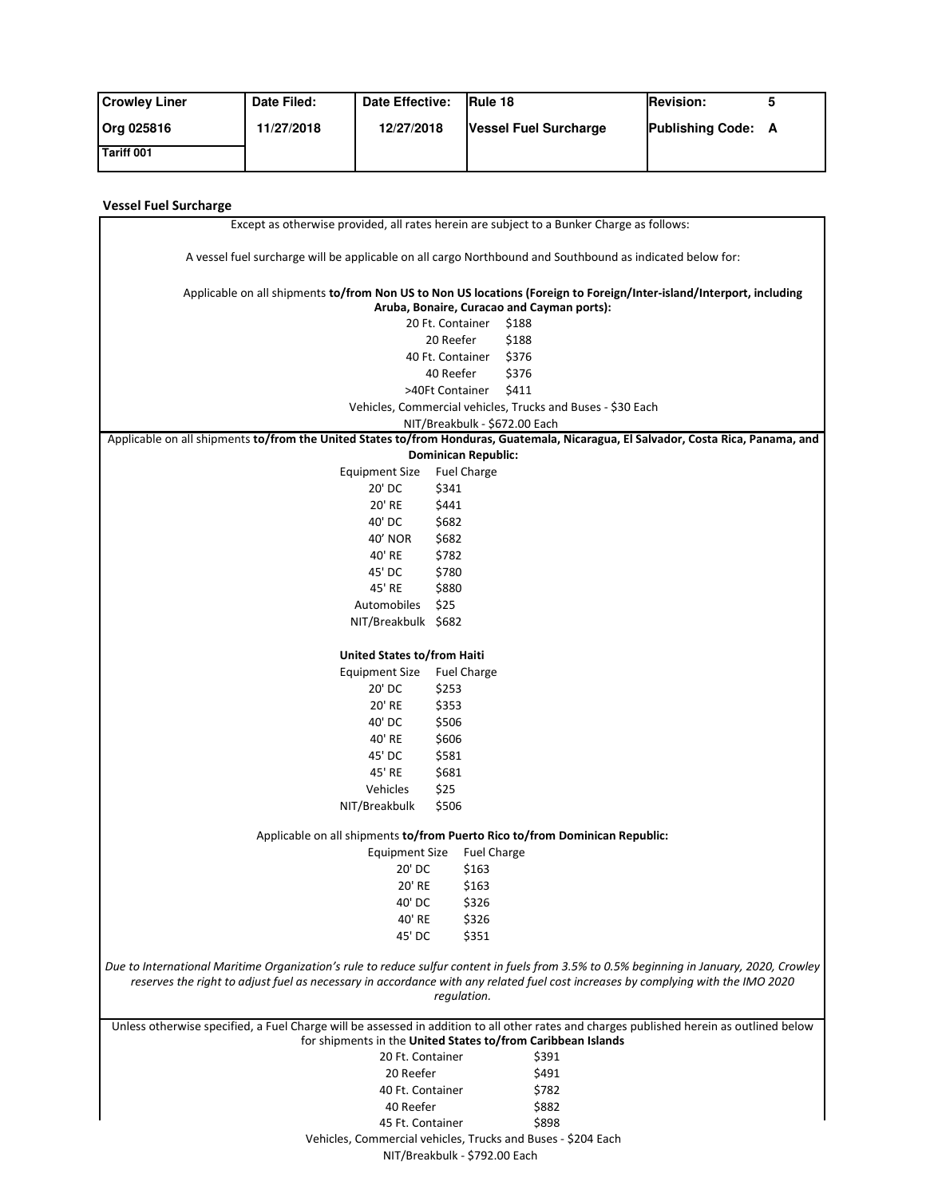| Crowley Liner | Date Filed: | Date Effective: | Rule 18 | Revision: 5 |
|---|---|---|---|---|
| Org 025816 | 11/27/2018 | 12/27/2018 | Vessel Fuel Surcharge | Publishing Code: A |
| Tariff 001 | | | | |

## Vessel Fuel Surcharge

Except as otherwise provided, all rates herein are subject to a Bunker Charge as follows:

A vessel fuel surcharge will be applicable on all cargo Northbound and Southbound as indicated below for:

Applicable on all shipments **to/from Non US to Non US locations (Foreign to Foreign/Inter-island/Interport, including Aruba, Bonaire, Curacao and Cayman ports):**

| Equipment | Charge |
|---|---|
| 20 Ft. Container | $188 |
| 20 Reefer | $188 |
| 40 Ft. Container | $376 |
| 40 Reefer | $376 |
| >40Ft Container | $411 |

Vehicles, Commercial vehicles, Trucks and Buses - $30 Each

NIT/Breakbulk - $672.00 Each

Applicable on all shipments **to/from the United States to/from Honduras, Guatemala, Nicaragua, El Salvador, Costa Rica, Panama, and Dominican Republic:**

| Equipment Size | Fuel Charge |
|---|---|
| 20' DC | $341 |
| 20' RE | $441 |
| 40' DC | $682 |
| 40' NOR | $682 |
| 40' RE | $782 |
| 45' DC | $780 |
| 45' RE | $880 |
| Automobiles | $25 |
| NIT/Breakbulk | $682 |

**United States to/from Haiti**

| Equipment Size | Fuel Charge |
|---|---|
| 20' DC | $253 |
| 20' RE | $353 |
| 40' DC | $506 |
| 40' RE | $606 |
| 45' DC | $581 |
| 45' RE | $681 |
| Vehicles | $25 |
| NIT/Breakbulk | $506 |

Applicable on all shipments **to/from Puerto Rico to/from Dominican Republic:**

| Equipment Size | Fuel Charge |
|---|---|
| 20' DC | $163 |
| 20' RE | $163 |
| 40' DC | $326 |
| 40' RE | $326 |
| 45' DC | $351 |

*Due to International Maritime Organization's rule to reduce sulfur content in fuels from 3.5% to 0.5% beginning in January, 2020, Crowley reserves the right to adjust fuel as necessary in accordance with any related fuel cost increases by complying with the IMO 2020 regulation.*

Unless otherwise specified, a Fuel Charge will be assessed in addition to all other rates and charges published herein as outlined below for shipments in the **United States to/from Caribbean Islands**

| Equipment | Charge |
|---|---|
| 20 Ft. Container | $391 |
| 20 Reefer | $491 |
| 40 Ft. Container | $782 |
| 40 Reefer | $882 |
| 45 Ft. Container | $898 |

Vehicles, Commercial vehicles, Trucks and Buses - $204 Each

NIT/Breakbulk - $792.00 Each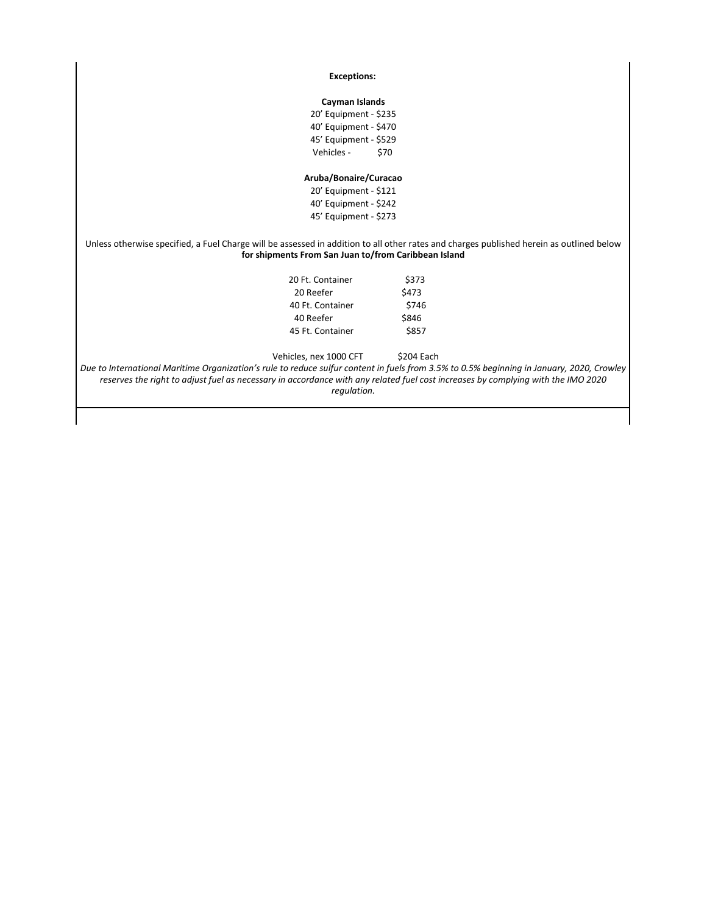**Exceptions:**

**Cayman Islands**

20’ Equipment - $235

40’ Equipment - $470

45’ Equipment - $529

Vehicles - $70

**Aruba/Bonaire/Curacao**

20’ Equipment - $121

40’ Equipment - $242

45’ Equipment - $273

Unless otherwise specified, a Fuel Charge will be assessed in addition to all other rates and charges published herein as outlined below **for shipments From San Juan to/from Caribbean Island**

| | |
|---|---|
| 20 Ft. Container | $373 |
| 20 Reefer | $473 |
| 40 Ft. Container | $746 |
| 40 Reefer | $846 |
| 45 Ft. Container | $857 |

Vehicles, nex 1000 CFT $204 Each

*Due to International Maritime Organization’s rule to reduce sulfur content in fuels from 3.5% to 0.5% beginning in January, 2020, Crowley reserves the right to adjust fuel as necessary in accordance with any related fuel cost increases by complying with the IMO 2020 regulation.*